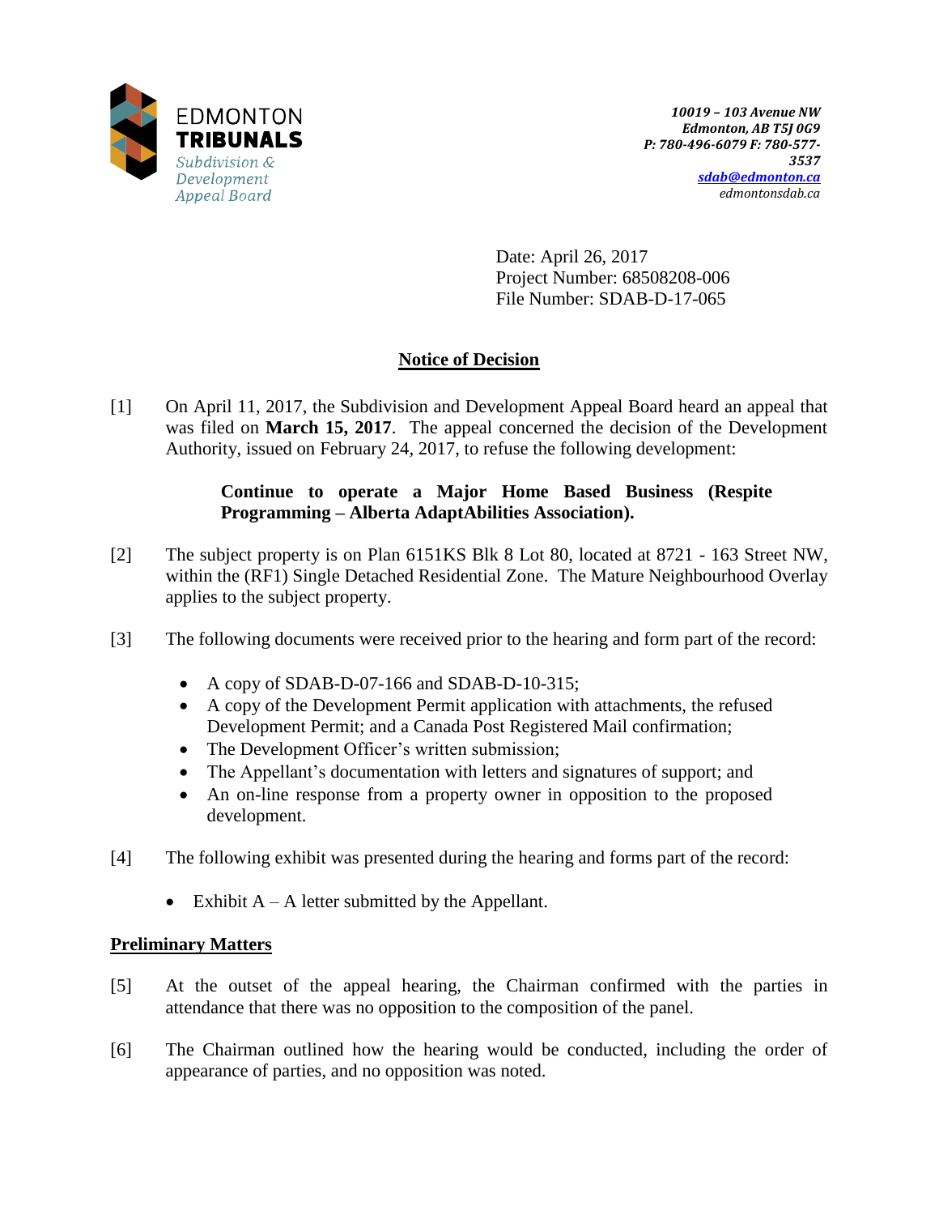EDMONTON
**TRIBUNALS**
*Subdivision & Development Appeal Board*

*10019 – 103 Avenue NW*
*Edmonton, AB T5J 0G9*
*P: 780-496-6079 F: 780-577-3537*
*sdab@edmonton.ca*
*edmontonsdab.ca*

Date: April 26, 2017
Project Number: 68508208-006
File Number: SDAB-D-17-065

## Notice of Decision

[1] On April 11, 2017, the Subdivision and Development Appeal Board heard an appeal that was filed on **March 15, 2017**. The appeal concerned the decision of the Development Authority, issued on February 24, 2017, to refuse the following development:

> **Continue to operate a Major Home Based Business (Respite Programming – Alberta AdaptAbilities Association).**

[2] The subject property is on Plan 6151KS Blk 8 Lot 80, located at 8721 - 163 Street NW, within the (RF1) Single Detached Residential Zone. The Mature Neighbourhood Overlay applies to the subject property.

[3] The following documents were received prior to the hearing and form part of the record:

- A copy of SDAB-D-07-166 and SDAB-D-10-315;
- A copy of the Development Permit application with attachments, the refused Development Permit; and a Canada Post Registered Mail confirmation;
- The Development Officer's written submission;
- The Appellant's documentation with letters and signatures of support; and
- An on-line response from a property owner in opposition to the proposed development.

[4] The following exhibit was presented during the hearing and forms part of the record:

- Exhibit A – A letter submitted by the Appellant.

### Preliminary Matters

[5] At the outset of the appeal hearing, the Chairman confirmed with the parties in attendance that there was no opposition to the composition of the panel.

[6] The Chairman outlined how the hearing would be conducted, including the order of appearance of parties, and no opposition was noted.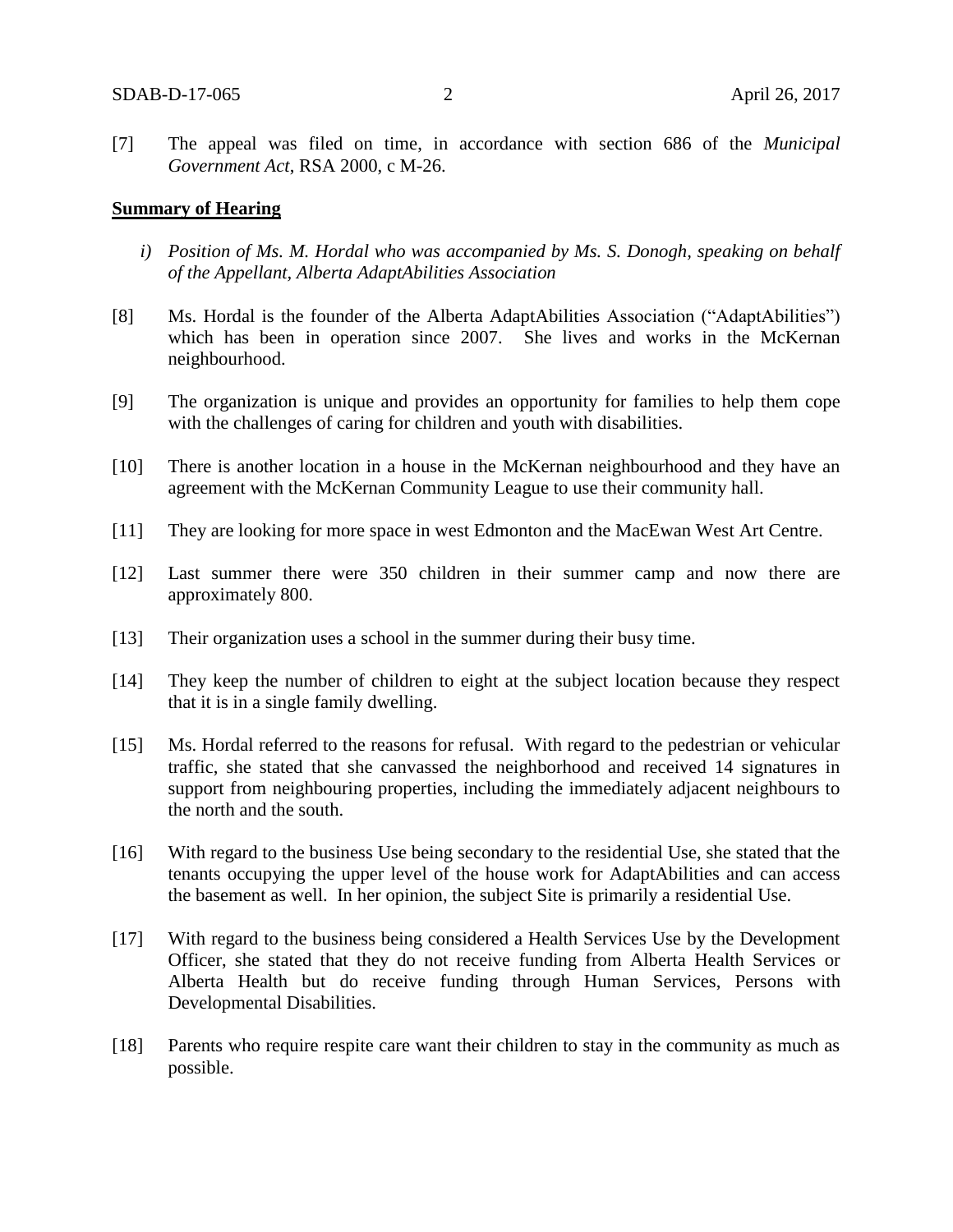[7] The appeal was filed on time, in accordance with section 686 of the *Municipal Government Act*, RSA 2000, c M-26.

**Summary of Hearing**

*i) Position of Ms. M. Hordal who was accompanied by Ms. S. Donogh, speaking on behalf of the Appellant, Alberta AdaptAbilities Association*

[8] Ms. Hordal is the founder of the Alberta AdaptAbilities Association ("AdaptAbilities") which has been in operation since 2007. She lives and works in the McKernan neighbourhood.

[9] The organization is unique and provides an opportunity for families to help them cope with the challenges of caring for children and youth with disabilities.

[10] There is another location in a house in the McKernan neighbourhood and they have an agreement with the McKernan Community League to use their community hall.

[11] They are looking for more space in west Edmonton and the MacEwan West Art Centre.

[12] Last summer there were 350 children in their summer camp and now there are approximately 800.

[13] Their organization uses a school in the summer during their busy time.

[14] They keep the number of children to eight at the subject location because they respect that it is in a single family dwelling.

[15] Ms. Hordal referred to the reasons for refusal. With regard to the pedestrian or vehicular traffic, she stated that she canvassed the neighborhood and received 14 signatures in support from neighbouring properties, including the immediately adjacent neighbours to the north and the south.

[16] With regard to the business Use being secondary to the residential Use, she stated that the tenants occupying the upper level of the house work for AdaptAbilities and can access the basement as well. In her opinion, the subject Site is primarily a residential Use.

[17] With regard to the business being considered a Health Services Use by the Development Officer, she stated that they do not receive funding from Alberta Health Services or Alberta Health but do receive funding through Human Services, Persons with Developmental Disabilities.

[18] Parents who require respite care want their children to stay in the community as much as possible.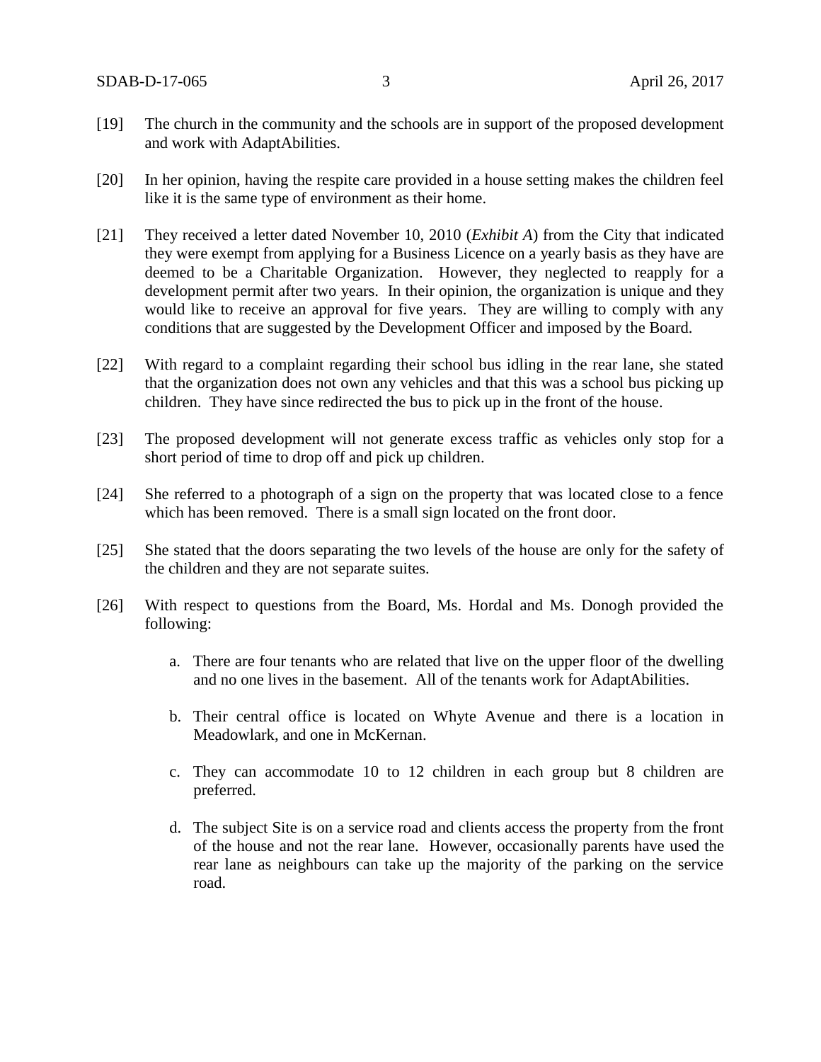[19] The church in the community and the schools are in support of the proposed development and work with AdaptAbilities.

[20] In her opinion, having the respite care provided in a house setting makes the children feel like it is the same type of environment as their home.

[21] They received a letter dated November 10, 2010 (*Exhibit A*) from the City that indicated they were exempt from applying for a Business Licence on a yearly basis as they have are deemed to be a Charitable Organization. However, they neglected to reapply for a development permit after two years. In their opinion, the organization is unique and they would like to receive an approval for five years. They are willing to comply with any conditions that are suggested by the Development Officer and imposed by the Board.

[22] With regard to a complaint regarding their school bus idling in the rear lane, she stated that the organization does not own any vehicles and that this was a school bus picking up children. They have since redirected the bus to pick up in the front of the house.

[23] The proposed development will not generate excess traffic as vehicles only stop for a short period of time to drop off and pick up children.

[24] She referred to a photograph of a sign on the property that was located close to a fence which has been removed. There is a small sign located on the front door.

[25] She stated that the doors separating the two levels of the house are only for the safety of the children and they are not separate suites.

[26] With respect to questions from the Board, Ms. Hordal and Ms. Donogh provided the following:

a. There are four tenants who are related that live on the upper floor of the dwelling and no one lives in the basement. All of the tenants work for AdaptAbilities.

b. Their central office is located on Whyte Avenue and there is a location in Meadowlark, and one in McKernan.

c. They can accommodate 10 to 12 children in each group but 8 children are preferred.

d. The subject Site is on a service road and clients access the property from the front of the house and not the rear lane. However, occasionally parents have used the rear lane as neighbours can take up the majority of the parking on the service road.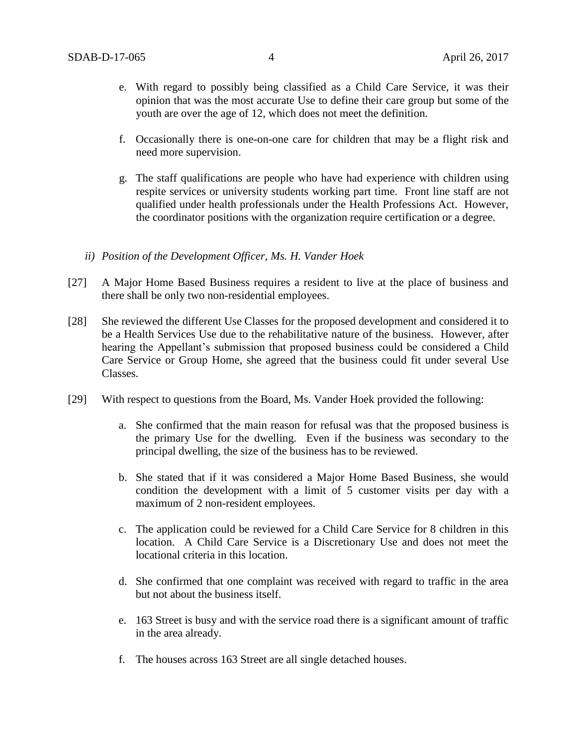e. With regard to possibly being classified as a Child Care Service, it was their opinion that was the most accurate Use to define their care group but some of the youth are over the age of 12, which does not meet the definition.

f. Occasionally there is one-on-one care for children that may be a flight risk and need more supervision.

g. The staff qualifications are people who have had experience with children using respite services or university students working part time. Front line staff are not qualified under health professionals under the Health Professions Act. However, the coordinator positions with the organization require certification or a degree.

*ii) Position of the Development Officer, Ms. H. Vander Hoek*

[27] A Major Home Based Business requires a resident to live at the place of business and there shall be only two non-residential employees.

[28] She reviewed the different Use Classes for the proposed development and considered it to be a Health Services Use due to the rehabilitative nature of the business. However, after hearing the Appellant's submission that proposed business could be considered a Child Care Service or Group Home, she agreed that the business could fit under several Use Classes.

[29] With respect to questions from the Board, Ms. Vander Hoek provided the following:

a. She confirmed that the main reason for refusal was that the proposed business is the primary Use for the dwelling. Even if the business was secondary to the principal dwelling, the size of the business has to be reviewed.

b. She stated that if it was considered a Major Home Based Business, she would condition the development with a limit of 5 customer visits per day with a maximum of 2 non-resident employees.

c. The application could be reviewed for a Child Care Service for 8 children in this location. A Child Care Service is a Discretionary Use and does not meet the locational criteria in this location.

d. She confirmed that one complaint was received with regard to traffic in the area but not about the business itself.

e. 163 Street is busy and with the service road there is a significant amount of traffic in the area already.

f. The houses across 163 Street are all single detached houses.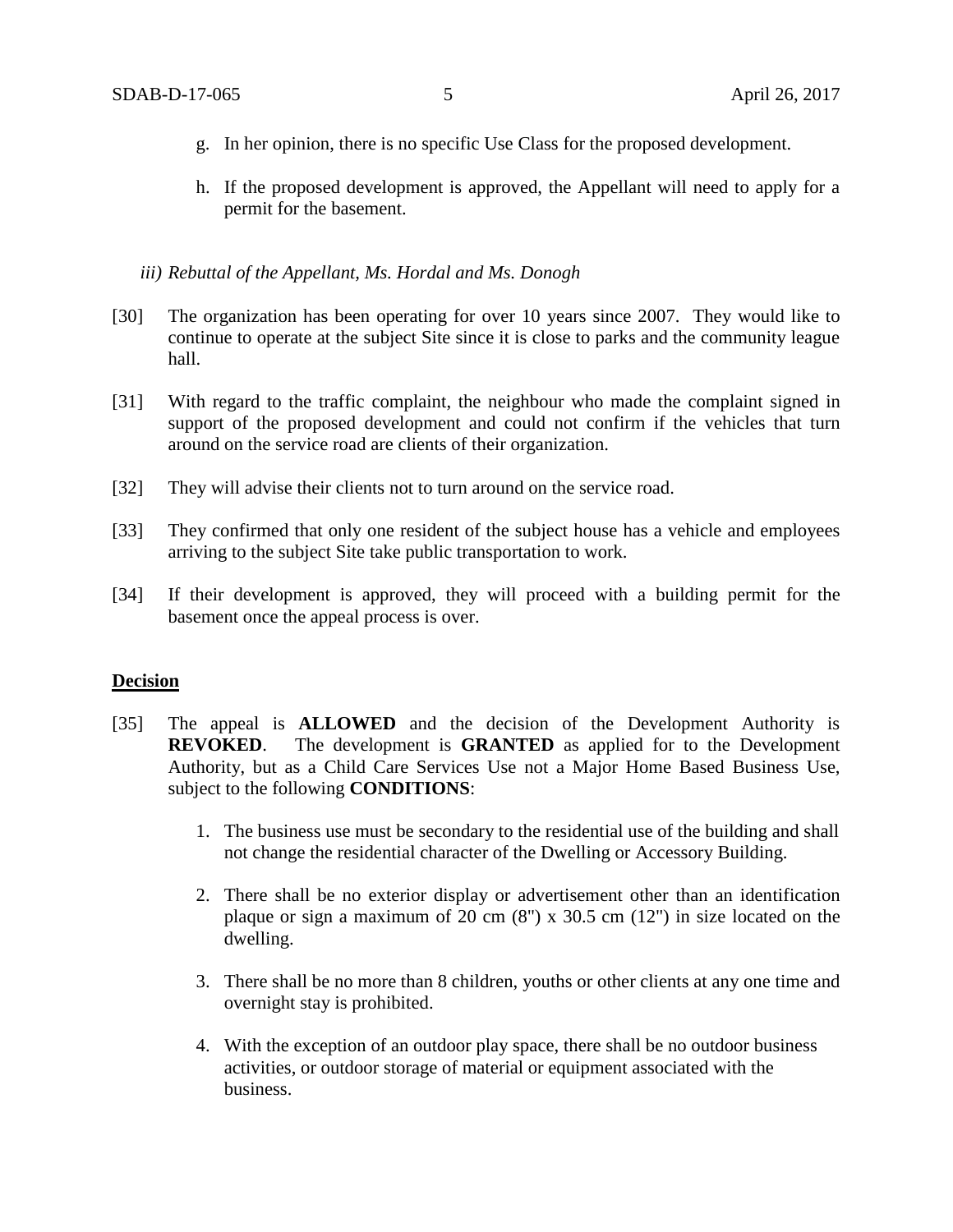g. In her opinion, there is no specific Use Class for the proposed development.

h. If the proposed development is approved, the Appellant will need to apply for a permit for the basement.

*iii) Rebuttal of the Appellant, Ms. Hordal and Ms. Donogh*

[30] The organization has been operating for over 10 years since 2007. They would like to continue to operate at the subject Site since it is close to parks and the community league hall.

[31] With regard to the traffic complaint, the neighbour who made the complaint signed in support of the proposed development and could not confirm if the vehicles that turn around on the service road are clients of their organization.

[32] They will advise their clients not to turn around on the service road.

[33] They confirmed that only one resident of the subject house has a vehicle and employees arriving to the subject Site take public transportation to work.

[34] If their development is approved, they will proceed with a building permit for the basement once the appeal process is over.

**Decision**

[35] The appeal is **ALLOWED** and the decision of the Development Authority is **REVOKED**. The development is **GRANTED** as applied for to the Development Authority, but as a Child Care Services Use not a Major Home Based Business Use, subject to the following **CONDITIONS**:

1. The business use must be secondary to the residential use of the building and shall not change the residential character of the Dwelling or Accessory Building.

2. There shall be no exterior display or advertisement other than an identification plaque or sign a maximum of 20 cm (8") x 30.5 cm (12") in size located on the dwelling.

3. There shall be no more than 8 children, youths or other clients at any one time and overnight stay is prohibited.

4. With the exception of an outdoor play space, there shall be no outdoor business activities, or outdoor storage of material or equipment associated with the business.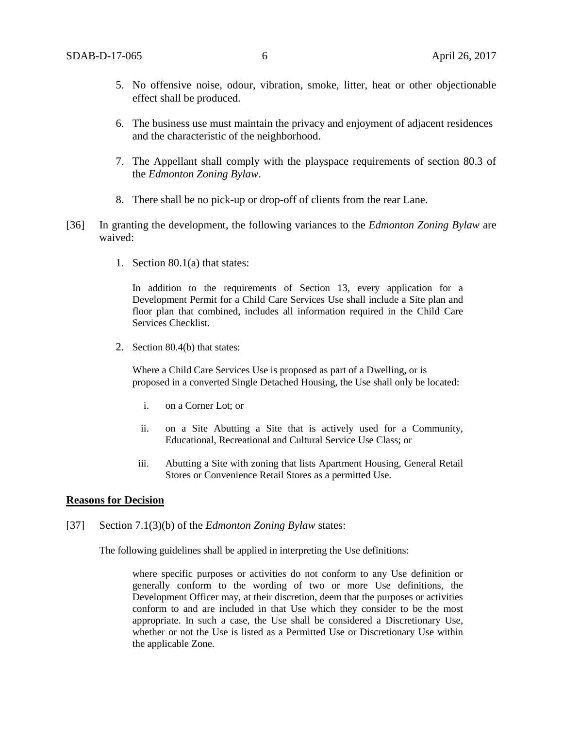5. No offensive noise, odour, vibration, smoke, litter, heat or other objectionable effect shall be produced.

6. The business use must maintain the privacy and enjoyment of adjacent residences and the characteristic of the neighborhood.

7. The Appellant shall comply with the playspace requirements of section 80.3 of the *Edmonton Zoning Bylaw*.

8. There shall be no pick-up or drop-off of clients from the rear Lane.

[36] In granting the development, the following variances to the *Edmonton Zoning Bylaw* are waived:

1. Section 80.1(a) that states:

   In addition to the requirements of Section 13, every application for a Development Permit for a Child Care Services Use shall include a Site plan and floor plan that combined, includes all information required in the Child Care Services Checklist.

2. Section 80.4(b) that states:

   Where a Child Care Services Use is proposed as part of a Dwelling, or is proposed in a converted Single Detached Housing, the Use shall only be located:

   i. on a Corner Lot; or

   ii. on a Site Abutting a Site that is actively used for a Community, Educational, Recreational and Cultural Service Use Class; or

   iii. Abutting a Site with zoning that lists Apartment Housing, General Retail Stores or Convenience Retail Stores as a permitted Use.

## Reasons for Decision

[37] Section 7.1(3)(b) of the *Edmonton Zoning Bylaw* states:

The following guidelines shall be applied in interpreting the Use definitions:

> where specific purposes or activities do not conform to any Use definition or generally conform to the wording of two or more Use definitions, the Development Officer may, at their discretion, deem that the purposes or activities conform to and are included in that Use which they consider to be the most appropriate. In such a case, the Use shall be considered a Discretionary Use, whether or not the Use is listed as a Permitted Use or Discretionary Use within the applicable Zone.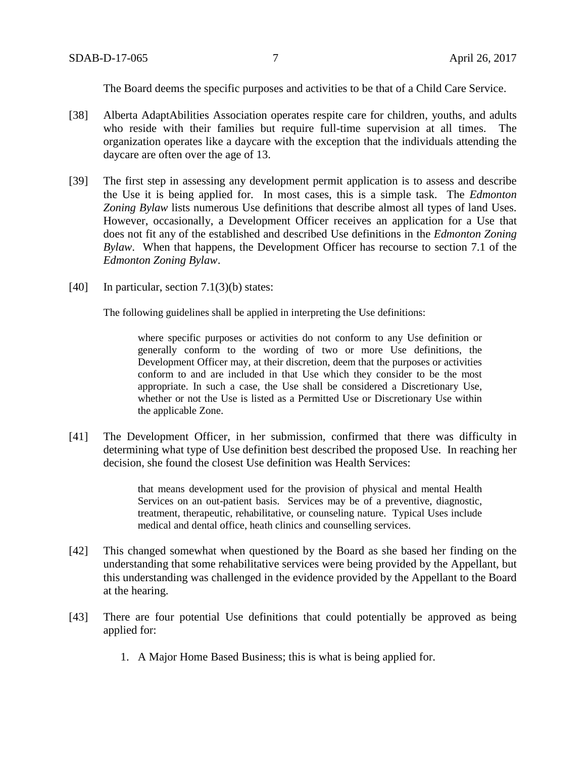The Board deems the specific purposes and activities to be that of a Child Care Service.

[38] Alberta AdaptAbilities Association operates respite care for children, youths, and adults who reside with their families but require full-time supervision at all times. The organization operates like a daycare with the exception that the individuals attending the daycare are often over the age of 13.

[39] The first step in assessing any development permit application is to assess and describe the Use it is being applied for. In most cases, this is a simple task. The *Edmonton Zoning Bylaw* lists numerous Use definitions that describe almost all types of land Uses. However, occasionally, a Development Officer receives an application for a Use that does not fit any of the established and described Use definitions in the *Edmonton Zoning Bylaw*. When that happens, the Development Officer has recourse to section 7.1 of the *Edmonton Zoning Bylaw*.

[40] In particular, section 7.1(3)(b) states:

> The following guidelines shall be applied in interpreting the Use definitions:
>
> > where specific purposes or activities do not conform to any Use definition or generally conform to the wording of two or more Use definitions, the Development Officer may, at their discretion, deem that the purposes or activities conform to and are included in that Use which they consider to be the most appropriate. In such a case, the Use shall be considered a Discretionary Use, whether or not the Use is listed as a Permitted Use or Discretionary Use within the applicable Zone.

[41] The Development Officer, in her submission, confirmed that there was difficulty in determining what type of Use definition best described the proposed Use. In reaching her decision, she found the closest Use definition was Health Services:

> that means development used for the provision of physical and mental Health Services on an out-patient basis. Services may be of a preventive, diagnostic, treatment, therapeutic, rehabilitative, or counseling nature. Typical Uses include medical and dental office, heath clinics and counselling services.

[42] This changed somewhat when questioned by the Board as she based her finding on the understanding that some rehabilitative services were being provided by the Appellant, but this understanding was challenged in the evidence provided by the Appellant to the Board at the hearing.

[43] There are four potential Use definitions that could potentially be approved as being applied for:

1. A Major Home Based Business; this is what is being applied for.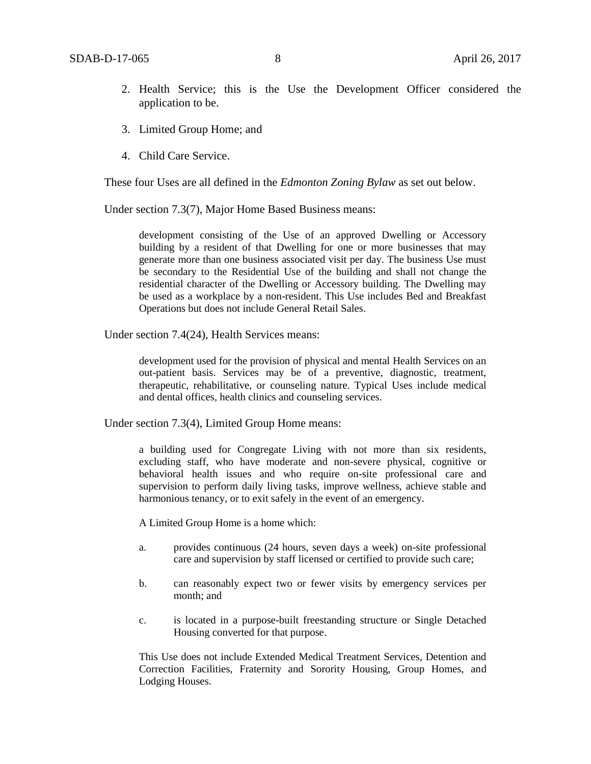2. Health Service; this is the Use the Development Officer considered the application to be.

3. Limited Group Home; and

4. Child Care Service.

These four Uses are all defined in the *Edmonton Zoning Bylaw* as set out below.

Under section 7.3(7), Major Home Based Business means:

> development consisting of the Use of an approved Dwelling or Accessory building by a resident of that Dwelling for one or more businesses that may generate more than one business associated visit per day. The business Use must be secondary to the Residential Use of the building and shall not change the residential character of the Dwelling or Accessory building. The Dwelling may be used as a workplace by a non-resident. This Use includes Bed and Breakfast Operations but does not include General Retail Sales.

Under section 7.4(24), Health Services means:

> development used for the provision of physical and mental Health Services on an out-patient basis. Services may be of a preventive, diagnostic, treatment, therapeutic, rehabilitative, or counseling nature. Typical Uses include medical and dental offices, health clinics and counseling services.

Under section 7.3(4), Limited Group Home means:

> a building used for Congregate Living with not more than six residents, excluding staff, who have moderate and non-severe physical, cognitive or behavioral health issues and who require on-site professional care and supervision to perform daily living tasks, improve wellness, achieve stable and harmonious tenancy, or to exit safely in the event of an emergency.
>
> A Limited Group Home is a home which:
>
> a. provides continuous (24 hours, seven days a week) on-site professional care and supervision by staff licensed or certified to provide such care;
>
> b. can reasonably expect two or fewer visits by emergency services per month; and
>
> c. is located in a purpose-built freestanding structure or Single Detached Housing converted for that purpose.
>
> This Use does not include Extended Medical Treatment Services, Detention and Correction Facilities, Fraternity and Sorority Housing, Group Homes, and Lodging Houses.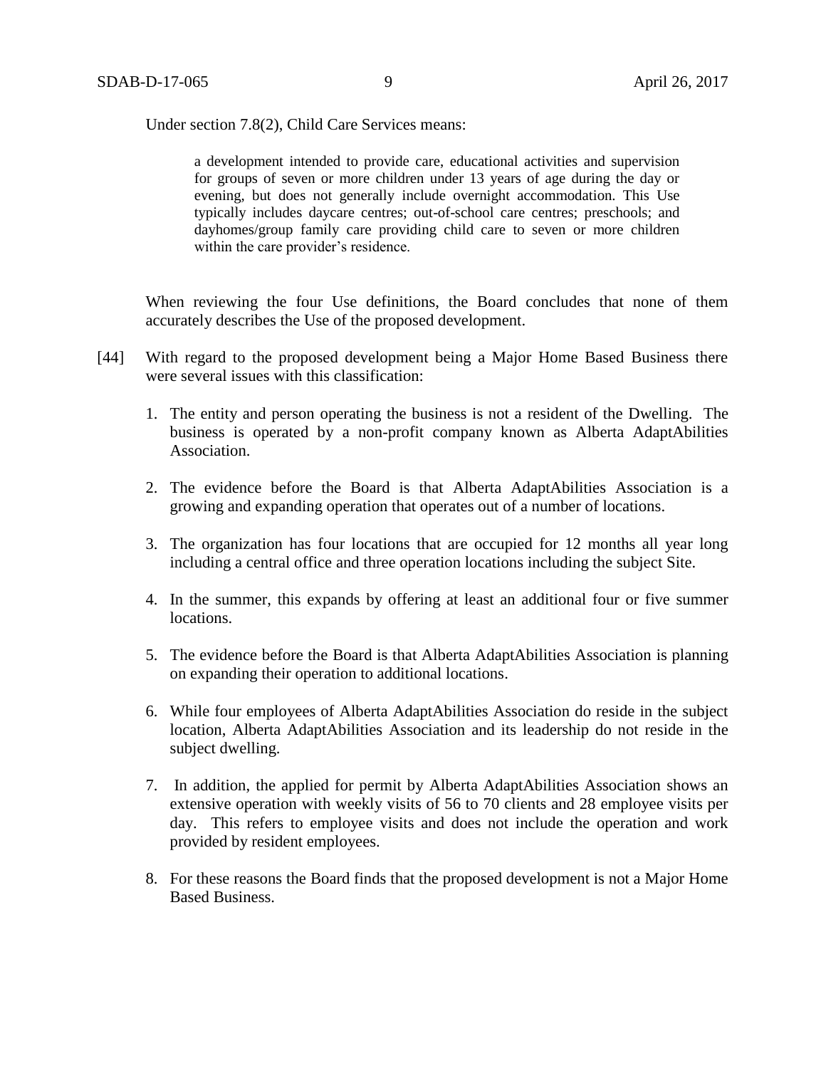Under section 7.8(2), Child Care Services means:

> a development intended to provide care, educational activities and supervision for groups of seven or more children under 13 years of age during the day or evening, but does not generally include overnight accommodation. This Use typically includes daycare centres; out-of-school care centres; preschools; and dayhomes/group family care providing child care to seven or more children within the care provider's residence.

When reviewing the four Use definitions, the Board concludes that none of them accurately describes the Use of the proposed development.

[44] With regard to the proposed development being a Major Home Based Business there were several issues with this classification:

1. The entity and person operating the business is not a resident of the Dwelling. The business is operated by a non-profit company known as Alberta AdaptAbilities Association.
2. The evidence before the Board is that Alberta AdaptAbilities Association is a growing and expanding operation that operates out of a number of locations.
3. The organization has four locations that are occupied for 12 months all year long including a central office and three operation locations including the subject Site.
4. In the summer, this expands by offering at least an additional four or five summer locations.
5. The evidence before the Board is that Alberta AdaptAbilities Association is planning on expanding their operation to additional locations.
6. While four employees of Alberta AdaptAbilities Association do reside in the subject location, Alberta AdaptAbilities Association and its leadership do not reside in the subject dwelling.
7. In addition, the applied for permit by Alberta AdaptAbilities Association shows an extensive operation with weekly visits of 56 to 70 clients and 28 employee visits per day. This refers to employee visits and does not include the operation and work provided by resident employees.
8. For these reasons the Board finds that the proposed development is not a Major Home Based Business.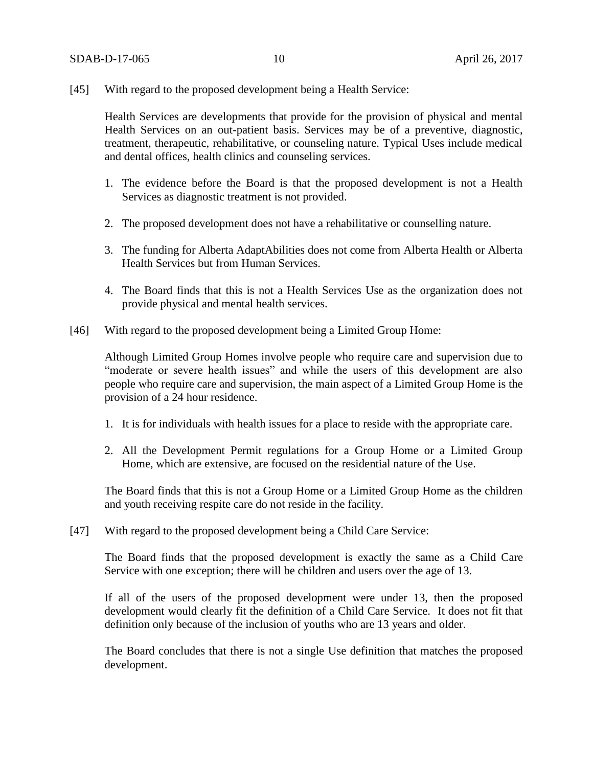[45] With regard to the proposed development being a Health Service:

Health Services are developments that provide for the provision of physical and mental Health Services on an out-patient basis. Services may be of a preventive, diagnostic, treatment, therapeutic, rehabilitative, or counseling nature. Typical Uses include medical and dental offices, health clinics and counseling services.

1. The evidence before the Board is that the proposed development is not a Health Services as diagnostic treatment is not provided.

2. The proposed development does not have a rehabilitative or counselling nature.

3. The funding for Alberta AdaptAbilities does not come from Alberta Health or Alberta Health Services but from Human Services.

4. The Board finds that this is not a Health Services Use as the organization does not provide physical and mental health services.

[46] With regard to the proposed development being a Limited Group Home:

Although Limited Group Homes involve people who require care and supervision due to "moderate or severe health issues" and while the users of this development are also people who require care and supervision, the main aspect of a Limited Group Home is the provision of a 24 hour residence.

1. It is for individuals with health issues for a place to reside with the appropriate care.

2. All the Development Permit regulations for a Group Home or a Limited Group Home, which are extensive, are focused on the residential nature of the Use.

The Board finds that this is not a Group Home or a Limited Group Home as the children and youth receiving respite care do not reside in the facility.

[47] With regard to the proposed development being a Child Care Service:

The Board finds that the proposed development is exactly the same as a Child Care Service with one exception; there will be children and users over the age of 13.

If all of the users of the proposed development were under 13, then the proposed development would clearly fit the definition of a Child Care Service. It does not fit that definition only because of the inclusion of youths who are 13 years and older.

The Board concludes that there is not a single Use definition that matches the proposed development.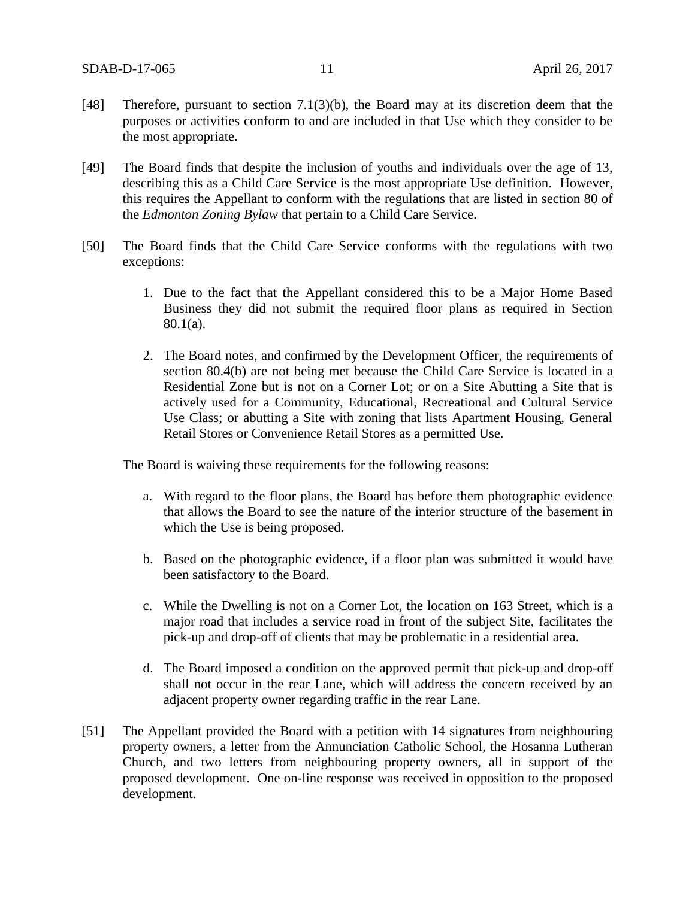[48] Therefore, pursuant to section 7.1(3)(b), the Board may at its discretion deem that the purposes or activities conform to and are included in that Use which they consider to be the most appropriate.

[49] The Board finds that despite the inclusion of youths and individuals over the age of 13, describing this as a Child Care Service is the most appropriate Use definition. However, this requires the Appellant to conform with the regulations that are listed in section 80 of the *Edmonton Zoning Bylaw* that pertain to a Child Care Service.

[50] The Board finds that the Child Care Service conforms with the regulations with two exceptions:

1. Due to the fact that the Appellant considered this to be a Major Home Based Business they did not submit the required floor plans as required in Section 80.1(a).

2. The Board notes, and confirmed by the Development Officer, the requirements of section 80.4(b) are not being met because the Child Care Service is located in a Residential Zone but is not on a Corner Lot; or on a Site Abutting a Site that is actively used for a Community, Educational, Recreational and Cultural Service Use Class; or abutting a Site with zoning that lists Apartment Housing, General Retail Stores or Convenience Retail Stores as a permitted Use.

The Board is waiving these requirements for the following reasons:

a. With regard to the floor plans, the Board has before them photographic evidence that allows the Board to see the nature of the interior structure of the basement in which the Use is being proposed.

b. Based on the photographic evidence, if a floor plan was submitted it would have been satisfactory to the Board.

c. While the Dwelling is not on a Corner Lot, the location on 163 Street, which is a major road that includes a service road in front of the subject Site, facilitates the pick-up and drop-off of clients that may be problematic in a residential area.

d. The Board imposed a condition on the approved permit that pick-up and drop-off shall not occur in the rear Lane, which will address the concern received by an adjacent property owner regarding traffic in the rear Lane.

[51] The Appellant provided the Board with a petition with 14 signatures from neighbouring property owners, a letter from the Annunciation Catholic School, the Hosanna Lutheran Church, and two letters from neighbouring property owners, all in support of the proposed development. One on-line response was received in opposition to the proposed development.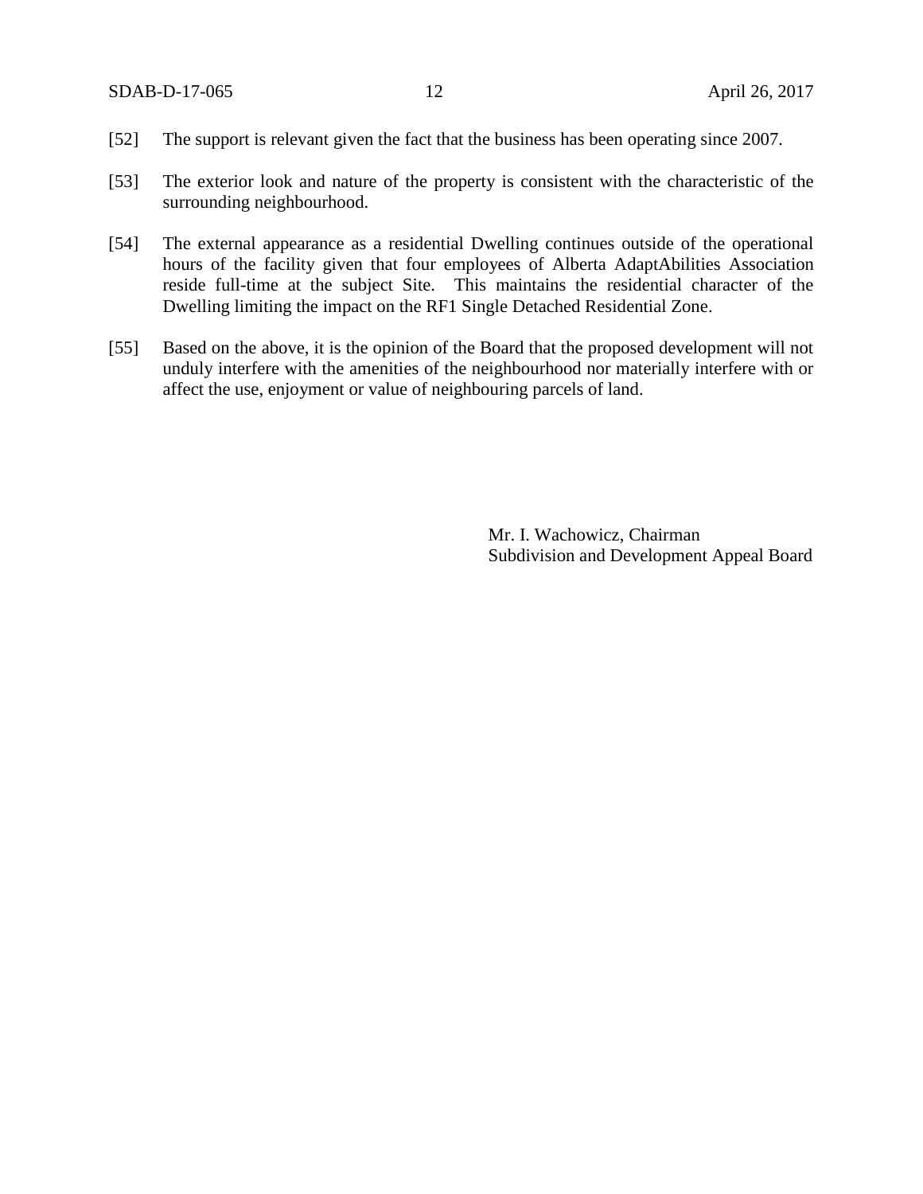[52] The support is relevant given the fact that the business has been operating since 2007.

[53] The exterior look and nature of the property is consistent with the characteristic of the surrounding neighbourhood.

[54] The external appearance as a residential Dwelling continues outside of the operational hours of the facility given that four employees of Alberta AdaptAbilities Association reside full-time at the subject Site. This maintains the residential character of the Dwelling limiting the impact on the RF1 Single Detached Residential Zone.

[55] Based on the above, it is the opinion of the Board that the proposed development will not unduly interfere with the amenities of the neighbourhood nor materially interfere with or affect the use, enjoyment or value of neighbouring parcels of land.

Mr. I. Wachowicz, Chairman
Subdivision and Development Appeal Board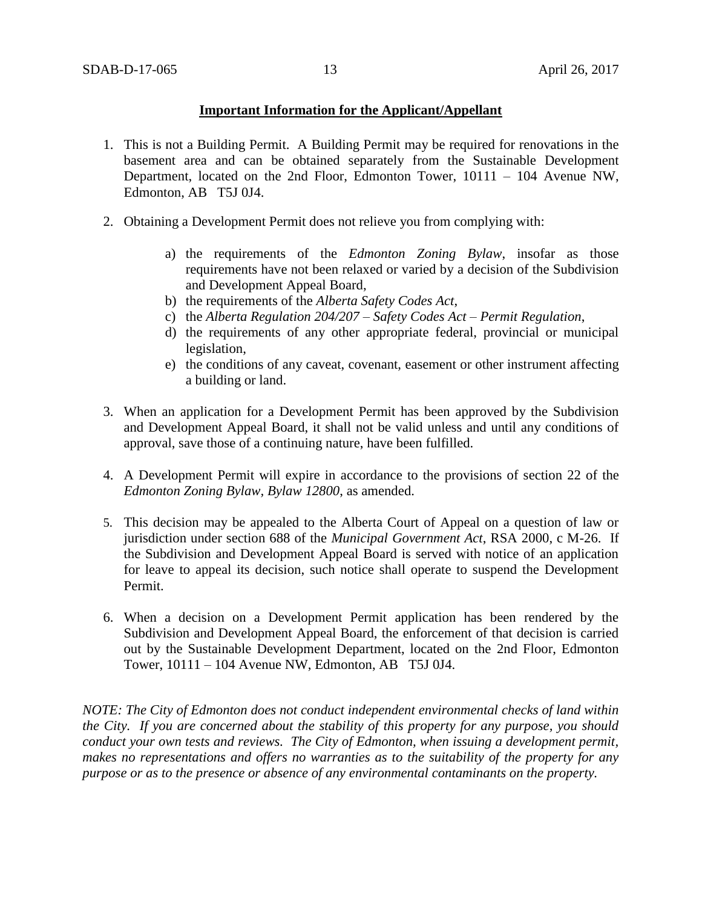**Important Information for the Applicant/Appellant**

1. This is not a Building Permit. A Building Permit may be required for renovations in the basement area and can be obtained separately from the Sustainable Development Department, located on the 2nd Floor, Edmonton Tower, 10111 – 104 Avenue NW, Edmonton, AB T5J 0J4.

2. Obtaining a Development Permit does not relieve you from complying with:

   a) the requirements of the *Edmonton Zoning Bylaw*, insofar as those requirements have not been relaxed or varied by a decision of the Subdivision and Development Appeal Board,
   b) the requirements of the *Alberta Safety Codes Act*,
   c) the *Alberta Regulation 204/207 – Safety Codes Act – Permit Regulation*,
   d) the requirements of any other appropriate federal, provincial or municipal legislation,
   e) the conditions of any caveat, covenant, easement or other instrument affecting a building or land.

3. When an application for a Development Permit has been approved by the Subdivision and Development Appeal Board, it shall not be valid unless and until any conditions of approval, save those of a continuing nature, have been fulfilled.

4. A Development Permit will expire in accordance to the provisions of section 22 of the *Edmonton Zoning Bylaw, Bylaw 12800*, as amended.

5. This decision may be appealed to the Alberta Court of Appeal on a question of law or jurisdiction under section 688 of the *Municipal Government Act*, RSA 2000, c M-26. If the Subdivision and Development Appeal Board is served with notice of an application for leave to appeal its decision, such notice shall operate to suspend the Development Permit.

6. When a decision on a Development Permit application has been rendered by the Subdivision and Development Appeal Board, the enforcement of that decision is carried out by the Sustainable Development Department, located on the 2nd Floor, Edmonton Tower, 10111 – 104 Avenue NW, Edmonton, AB T5J 0J4.

*NOTE: The City of Edmonton does not conduct independent environmental checks of land within the City. If you are concerned about the stability of this property for any purpose, you should conduct your own tests and reviews. The City of Edmonton, when issuing a development permit, makes no representations and offers no warranties as to the suitability of the property for any purpose or as to the presence or absence of any environmental contaminants on the property.*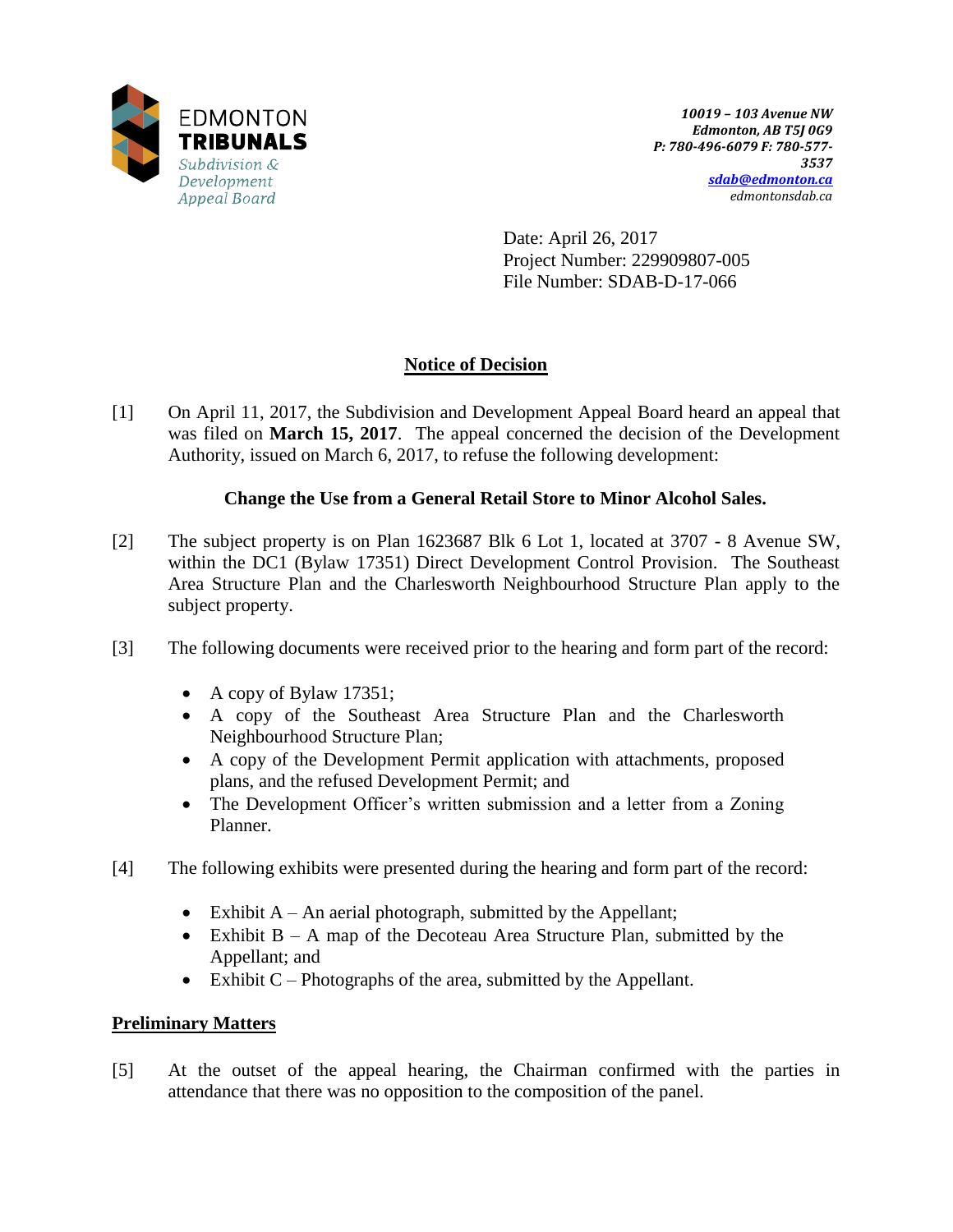EDMONTON
**TRIBUNALS**
*Subdivision & Development Appeal Board*

***10019 – 103 Avenue NW***
***Edmonton, AB T5J 0G9***
***P: 780-496-6079 F: 780-577-3537***
***sdab@edmonton.ca***
*edmontonsdab.ca*

Date: April 26, 2017
Project Number: 229909807-005
File Number: SDAB-D-17-066

## Notice of Decision

[1] On April 11, 2017, the Subdivision and Development Appeal Board heard an appeal that was filed on **March 15, 2017**. The appeal concerned the decision of the Development Authority, issued on March 6, 2017, to refuse the following development:

**Change the Use from a General Retail Store to Minor Alcohol Sales.**

[2] The subject property is on Plan 1623687 Blk 6 Lot 1, located at 3707 - 8 Avenue SW, within the DC1 (Bylaw 17351) Direct Development Control Provision. The Southeast Area Structure Plan and the Charlesworth Neighbourhood Structure Plan apply to the subject property.

[3] The following documents were received prior to the hearing and form part of the record:

- A copy of Bylaw 17351;
- A copy of the Southeast Area Structure Plan and the Charlesworth Neighbourhood Structure Plan;
- A copy of the Development Permit application with attachments, proposed plans, and the refused Development Permit; and
- The Development Officer's written submission and a letter from a Zoning Planner.

[4] The following exhibits were presented during the hearing and form part of the record:

- Exhibit A – An aerial photograph, submitted by the Appellant;
- Exhibit B – A map of the Decoteau Area Structure Plan, submitted by the Appellant; and
- Exhibit C – Photographs of the area, submitted by the Appellant.

### Preliminary Matters

[5] At the outset of the appeal hearing, the Chairman confirmed with the parties in attendance that there was no opposition to the composition of the panel.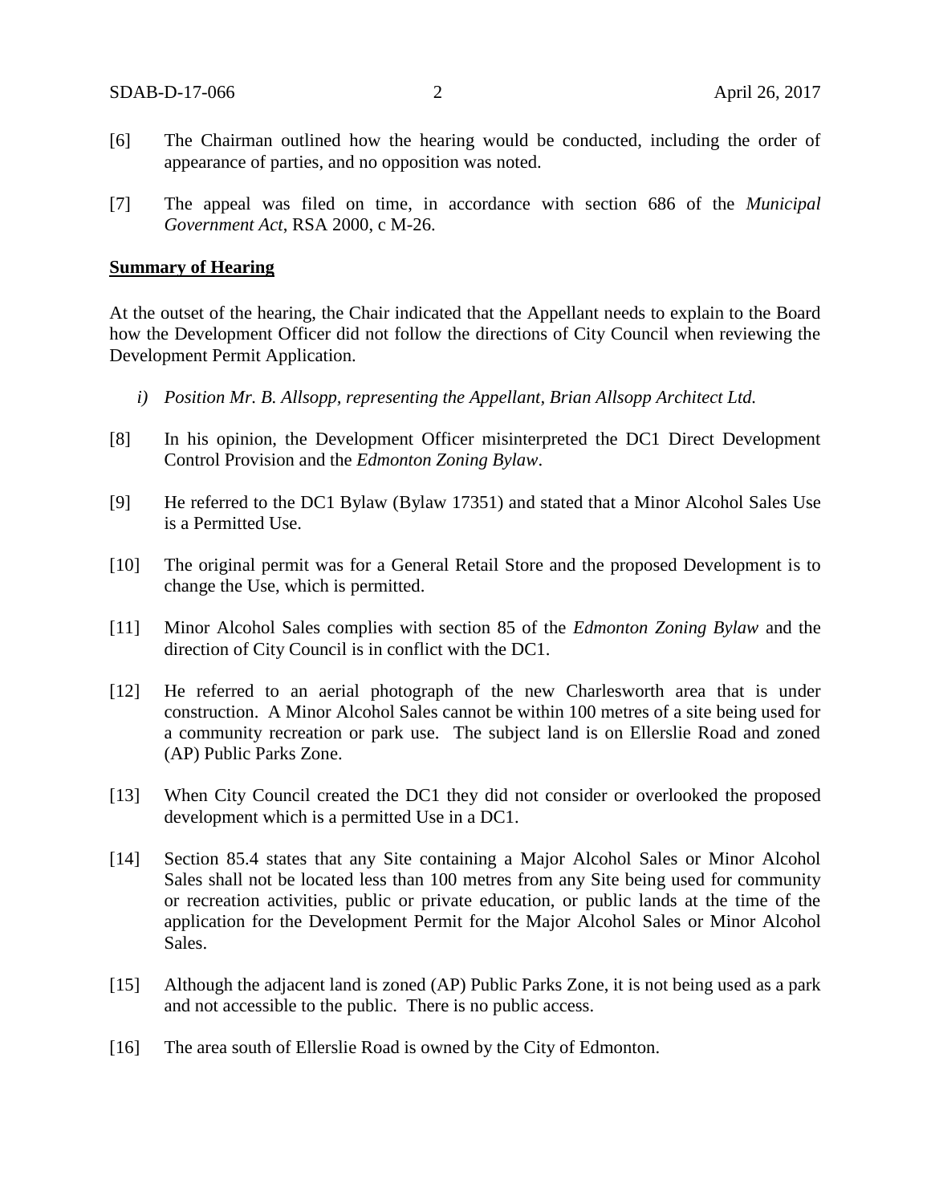[6] The Chairman outlined how the hearing would be conducted, including the order of appearance of parties, and no opposition was noted.

[7] The appeal was filed on time, in accordance with section 686 of the *Municipal Government Act*, RSA 2000, c M-26.

**Summary of Hearing**

At the outset of the hearing, the Chair indicated that the Appellant needs to explain to the Board how the Development Officer did not follow the directions of City Council when reviewing the Development Permit Application.

*i) Position Mr. B. Allsopp, representing the Appellant, Brian Allsopp Architect Ltd.*

[8] In his opinion, the Development Officer misinterpreted the DC1 Direct Development Control Provision and the *Edmonton Zoning Bylaw*.

[9] He referred to the DC1 Bylaw (Bylaw 17351) and stated that a Minor Alcohol Sales Use is a Permitted Use.

[10] The original permit was for a General Retail Store and the proposed Development is to change the Use, which is permitted.

[11] Minor Alcohol Sales complies with section 85 of the *Edmonton Zoning Bylaw* and the direction of City Council is in conflict with the DC1.

[12] He referred to an aerial photograph of the new Charlesworth area that is under construction. A Minor Alcohol Sales cannot be within 100 metres of a site being used for a community recreation or park use. The subject land is on Ellerslie Road and zoned (AP) Public Parks Zone.

[13] When City Council created the DC1 they did not consider or overlooked the proposed development which is a permitted Use in a DC1.

[14] Section 85.4 states that any Site containing a Major Alcohol Sales or Minor Alcohol Sales shall not be located less than 100 metres from any Site being used for community or recreation activities, public or private education, or public lands at the time of the application for the Development Permit for the Major Alcohol Sales or Minor Alcohol Sales.

[15] Although the adjacent land is zoned (AP) Public Parks Zone, it is not being used as a park and not accessible to the public. There is no public access.

[16] The area south of Ellerslie Road is owned by the City of Edmonton.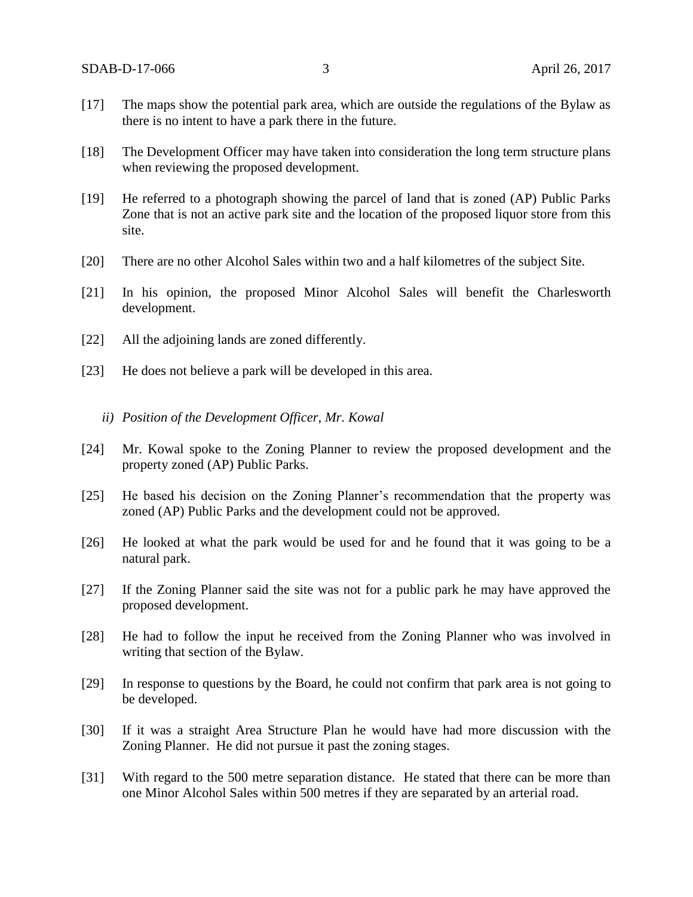[17] The maps show the potential park area, which are outside the regulations of the Bylaw as there is no intent to have a park there in the future.

[18] The Development Officer may have taken into consideration the long term structure plans when reviewing the proposed development.

[19] He referred to a photograph showing the parcel of land that is zoned (AP) Public Parks Zone that is not an active park site and the location of the proposed liquor store from this site.

[20] There are no other Alcohol Sales within two and a half kilometres of the subject Site.

[21] In his opinion, the proposed Minor Alcohol Sales will benefit the Charlesworth development.

[22] All the adjoining lands are zoned differently.

[23] He does not believe a park will be developed in this area.

*ii) Position of the Development Officer, Mr. Kowal*

[24] Mr. Kowal spoke to the Zoning Planner to review the proposed development and the property zoned (AP) Public Parks.

[25] He based his decision on the Zoning Planner's recommendation that the property was zoned (AP) Public Parks and the development could not be approved.

[26] He looked at what the park would be used for and he found that it was going to be a natural park.

[27] If the Zoning Planner said the site was not for a public park he may have approved the proposed development.

[28] He had to follow the input he received from the Zoning Planner who was involved in writing that section of the Bylaw.

[29] In response to questions by the Board, he could not confirm that park area is not going to be developed.

[30] If it was a straight Area Structure Plan he would have had more discussion with the Zoning Planner. He did not pursue it past the zoning stages.

[31] With regard to the 500 metre separation distance. He stated that there can be more than one Minor Alcohol Sales within 500 metres if they are separated by an arterial road.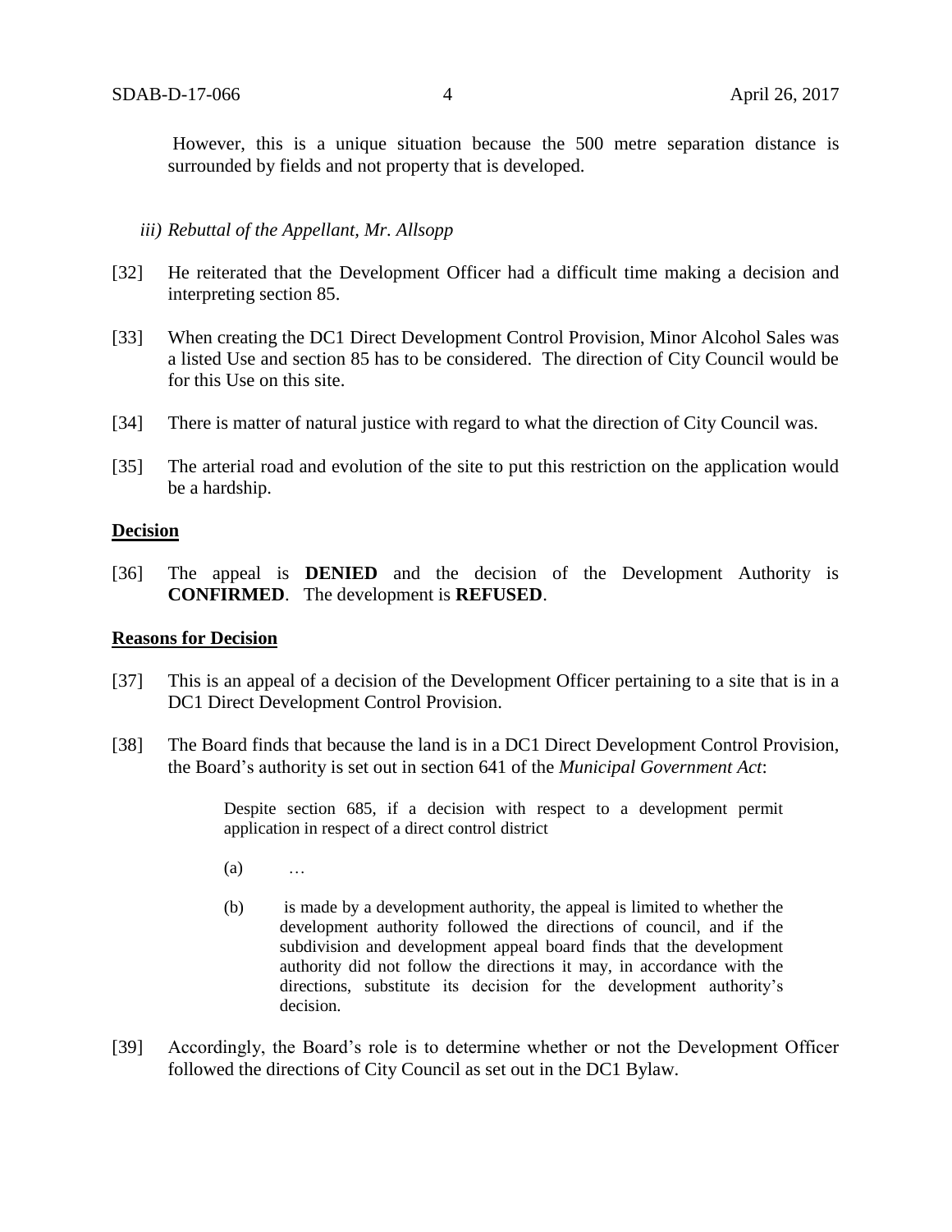However, this is a unique situation because the 500 metre separation distance is surrounded by fields and not property that is developed.

*iii) Rebuttal of the Appellant, Mr. Allsopp*

[32] He reiterated that the Development Officer had a difficult time making a decision and interpreting section 85.

[33] When creating the DC1 Direct Development Control Provision, Minor Alcohol Sales was a listed Use and section 85 has to be considered. The direction of City Council would be for this Use on this site.

[34] There is matter of natural justice with regard to what the direction of City Council was.

[35] The arterial road and evolution of the site to put this restriction on the application would be a hardship.

## Decision

[36] The appeal is **DENIED** and the decision of the Development Authority is **CONFIRMED**. The development is **REFUSED**.

## Reasons for Decision

[37] This is an appeal of a decision of the Development Officer pertaining to a site that is in a DC1 Direct Development Control Provision.

[38] The Board finds that because the land is in a DC1 Direct Development Control Provision, the Board's authority is set out in section 641 of the *Municipal Government Act*:

> Despite section 685, if a decision with respect to a development permit application in respect of a direct control district
>
> (a) …
>
> (b) is made by a development authority, the appeal is limited to whether the development authority followed the directions of council, and if the subdivision and development appeal board finds that the development authority did not follow the directions it may, in accordance with the directions, substitute its decision for the development authority's decision.

[39] Accordingly, the Board's role is to determine whether or not the Development Officer followed the directions of City Council as set out in the DC1 Bylaw.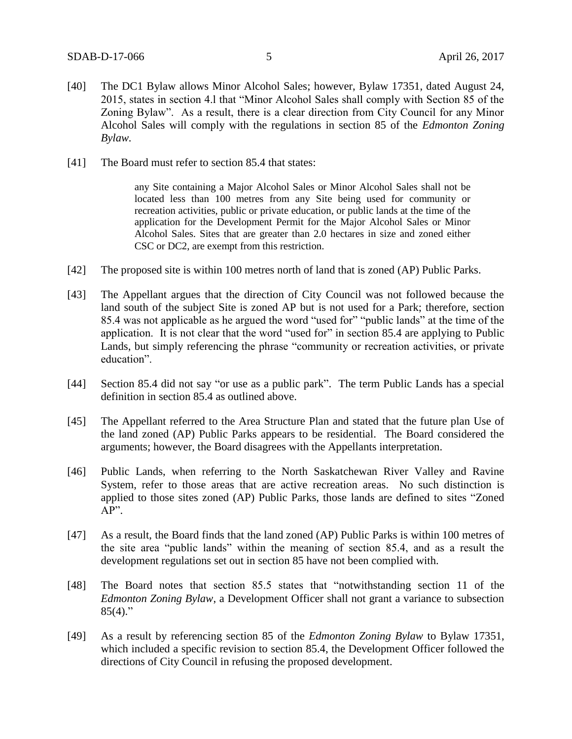[40] The DC1 Bylaw allows Minor Alcohol Sales; however, Bylaw 17351, dated August 24, 2015, states in section 4.l that "Minor Alcohol Sales shall comply with Section 85 of the Zoning Bylaw". As a result, there is a clear direction from City Council for any Minor Alcohol Sales will comply with the regulations in section 85 of the *Edmonton Zoning Bylaw*.

[41] The Board must refer to section 85.4 that states:

> any Site containing a Major Alcohol Sales or Minor Alcohol Sales shall not be located less than 100 metres from any Site being used for community or recreation activities, public or private education, or public lands at the time of the application for the Development Permit for the Major Alcohol Sales or Minor Alcohol Sales. Sites that are greater than 2.0 hectares in size and zoned either CSC or DC2, are exempt from this restriction.

[42] The proposed site is within 100 metres north of land that is zoned (AP) Public Parks.

[43] The Appellant argues that the direction of City Council was not followed because the land south of the subject Site is zoned AP but is not used for a Park; therefore, section 85.4 was not applicable as he argued the word "used for" "public lands" at the time of the application. It is not clear that the word "used for" in section 85.4 are applying to Public Lands, but simply referencing the phrase "community or recreation activities, or private education".

[44] Section 85.4 did not say "or use as a public park". The term Public Lands has a special definition in section 85.4 as outlined above.

[45] The Appellant referred to the Area Structure Plan and stated that the future plan Use of the land zoned (AP) Public Parks appears to be residential. The Board considered the arguments; however, the Board disagrees with the Appellants interpretation.

[46] Public Lands, when referring to the North Saskatchewan River Valley and Ravine System, refer to those areas that are active recreation areas. No such distinction is applied to those sites zoned (AP) Public Parks, those lands are defined to sites "Zoned AP".

[47] As a result, the Board finds that the land zoned (AP) Public Parks is within 100 metres of the site area "public lands" within the meaning of section 85.4, and as a result the development regulations set out in section 85 have not been complied with.

[48] The Board notes that section 85.5 states that "notwithstanding section 11 of the *Edmonton Zoning Bylaw*, a Development Officer shall not grant a variance to subsection 85(4)."

[49] As a result by referencing section 85 of the *Edmonton Zoning Bylaw* to Bylaw 17351, which included a specific revision to section 85.4, the Development Officer followed the directions of City Council in refusing the proposed development.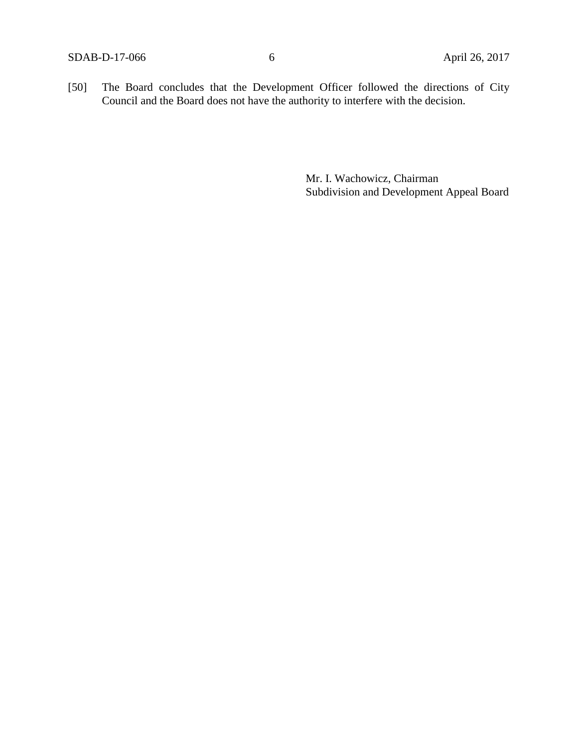[50] The Board concludes that the Development Officer followed the directions of City Council and the Board does not have the authority to interfere with the decision.

Mr. I. Wachowicz, Chairman
Subdivision and Development Appeal Board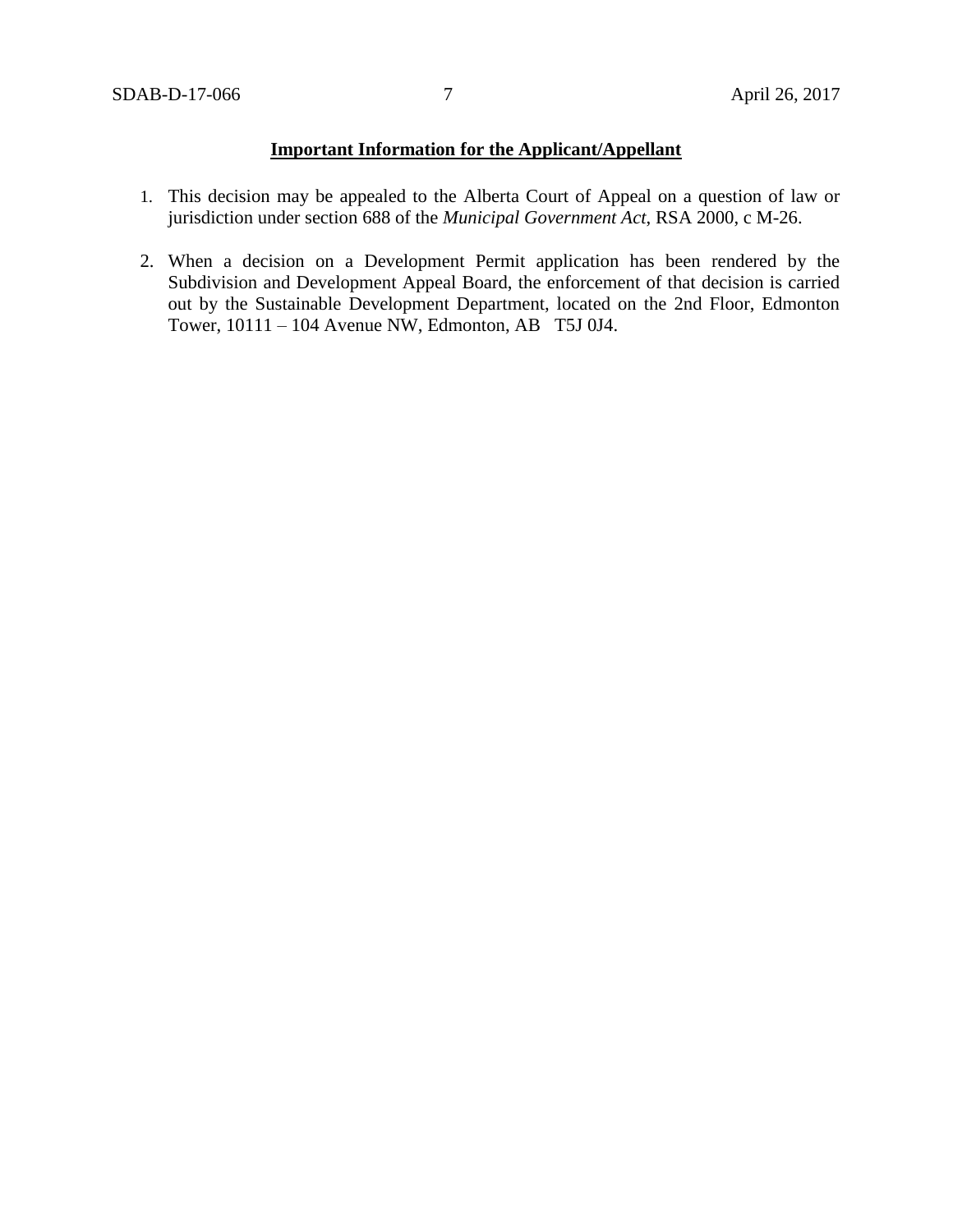**Important Information for the Applicant/Appellant**

1. This decision may be appealed to the Alberta Court of Appeal on a question of law or jurisdiction under section 688 of the *Municipal Government Act*, RSA 2000, c M-26.

2. When a decision on a Development Permit application has been rendered by the Subdivision and Development Appeal Board, the enforcement of that decision is carried out by the Sustainable Development Department, located on the 2nd Floor, Edmonton Tower, 10111 – 104 Avenue NW, Edmonton, AB T5J 0J4.